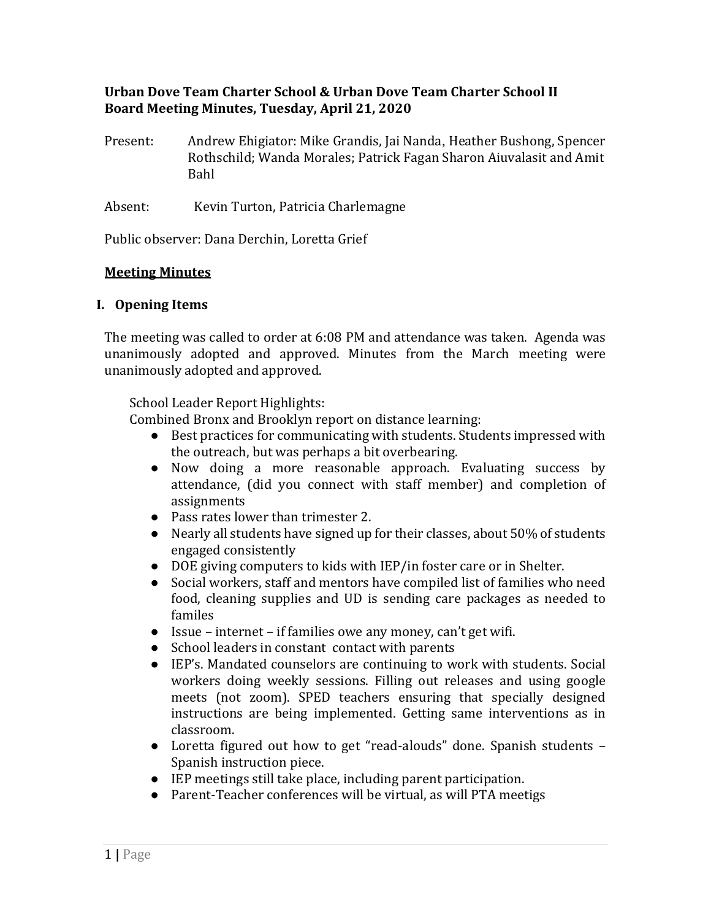**Urban Dove Team Charter School & Urban Dove Team Charter School II**
**Board Meeting Minutes, Tuesday, April 21, 2020**

Present: Andrew Ehigiator: Mike Grandis, Jai Nanda, Heather Bushong, Spencer Rothschild; Wanda Morales; Patrick Fagan Sharon Aiuvalasit and Amit Bahl

Absent: Kevin Turton, Patricia Charlemagne

Public observer: Dana Derchin, Loretta Grief

**Meeting Minutes**

## I. Opening Items

The meeting was called to order at 6:08 PM and attendance was taken. Agenda was unanimously adopted and approved. Minutes from the March meeting were unanimously adopted and approved.

School Leader Report Highlights:
Combined Bronx and Brooklyn report on distance learning:

- Best practices for communicating with students. Students impressed with the outreach, but was perhaps a bit overbearing.
- Now doing a more reasonable approach. Evaluating success by attendance, (did you connect with staff member) and completion of assignments
- Pass rates lower than trimester 2.
- Nearly all students have signed up for their classes, about 50% of students engaged consistently
- DOE giving computers to kids with IEP/in foster care or in Shelter.
- Social workers, staff and mentors have compiled list of families who need food, cleaning supplies and UD is sending care packages as needed to familes
- Issue – internet – if families owe any money, can't get wifi.
- School leaders in constant contact with parents
- IEP's. Mandated counselors are continuing to work with students. Social workers doing weekly sessions. Filling out releases and using google meets (not zoom). SPED teachers ensuring that specially designed instructions are being implemented. Getting same interventions as in classroom.
- Loretta figured out how to get "read-alouds" done. Spanish students – Spanish instruction piece.
- IEP meetings still take place, including parent participation.
- Parent-Teacher conferences will be virtual, as will PTA meetigs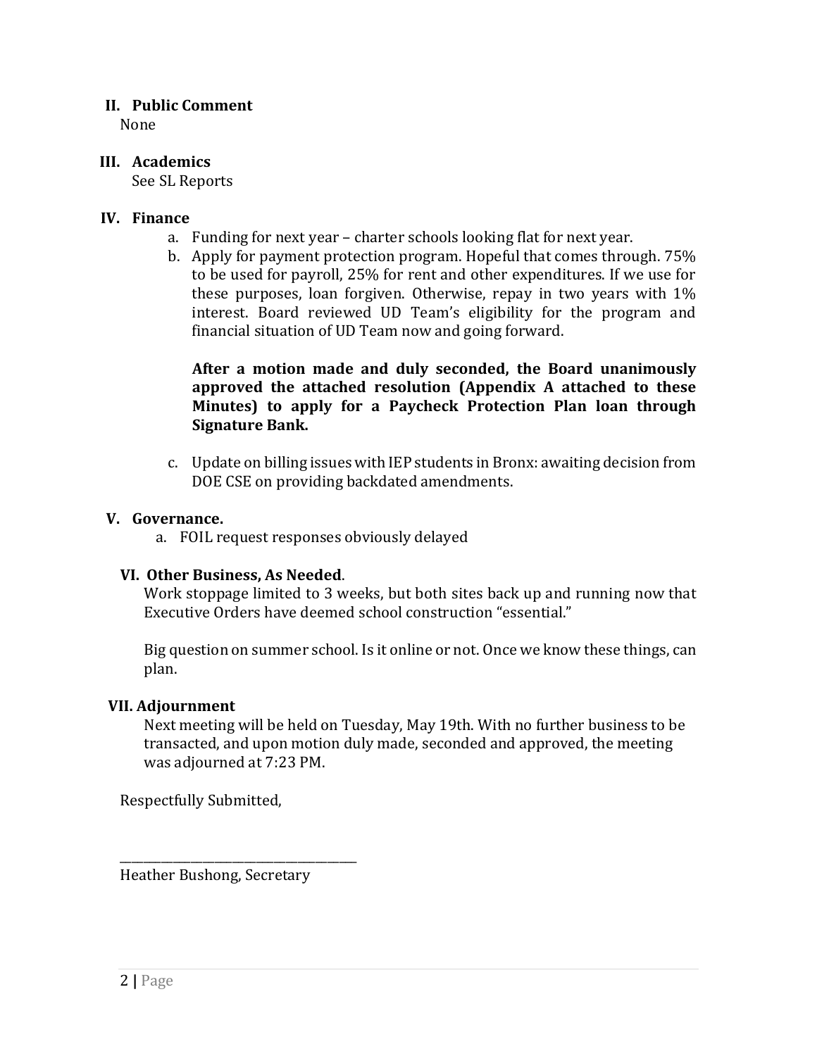## II. Public Comment

None

## III. Academics

See SL Reports

## IV. Finance

a. Funding for next year – charter schools looking flat for next year.

b. Apply for payment protection program. Hopeful that comes through. 75% to be used for payroll, 25% for rent and other expenditures. If we use for these purposes, loan forgiven. Otherwise, repay in two years with 1% interest. Board reviewed UD Team's eligibility for the program and financial situation of UD Team now and going forward.

   **After a motion made and duly seconded, the Board unanimously approved the attached resolution (Appendix A attached to these Minutes) to apply for a Paycheck Protection Plan loan through Signature Bank.**

c. Update on billing issues with IEP students in Bronx: awaiting decision from DOE CSE on providing backdated amendments.

## V. Governance.

a. FOIL request responses obviously delayed

## VI. Other Business, As Needed.

Work stoppage limited to 3 weeks, but both sites back up and running now that Executive Orders have deemed school construction "essential."

Big question on summer school. Is it online or not. Once we know these things, can plan.

## VII. Adjournment

Next meeting will be held on Tuesday, May 19th. With no further business to be transacted, and upon motion duly made, seconded and approved, the meeting was adjourned at 7:23 PM.

Respectfully Submitted,

\_\_\_\_\_\_\_\_\_\_\_\_\_\_\_\_\_\_\_\_\_\_\_\_\_\_\_\_\_\_\_\_\_\_\_\_

Heather Bushong, Secretary